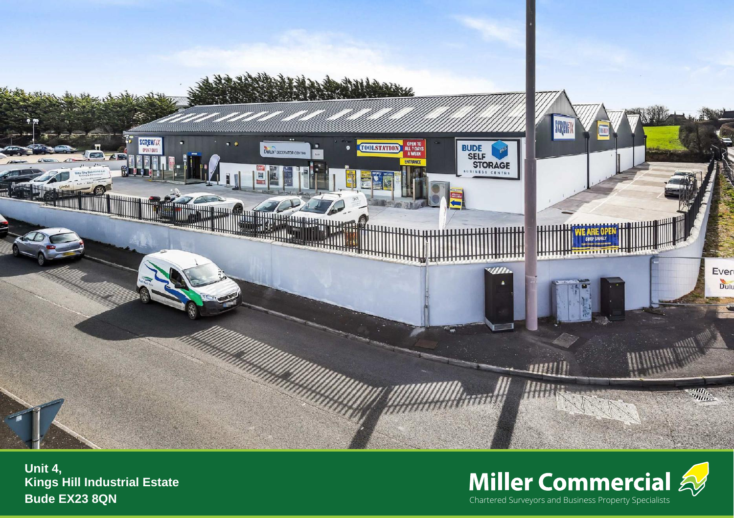**Unit 4,**
**Kings Hill Industrial Estate**
**Bude EX23 8QN**

**Miller Commercial**
Chartered Surveyors and Business Property Specialists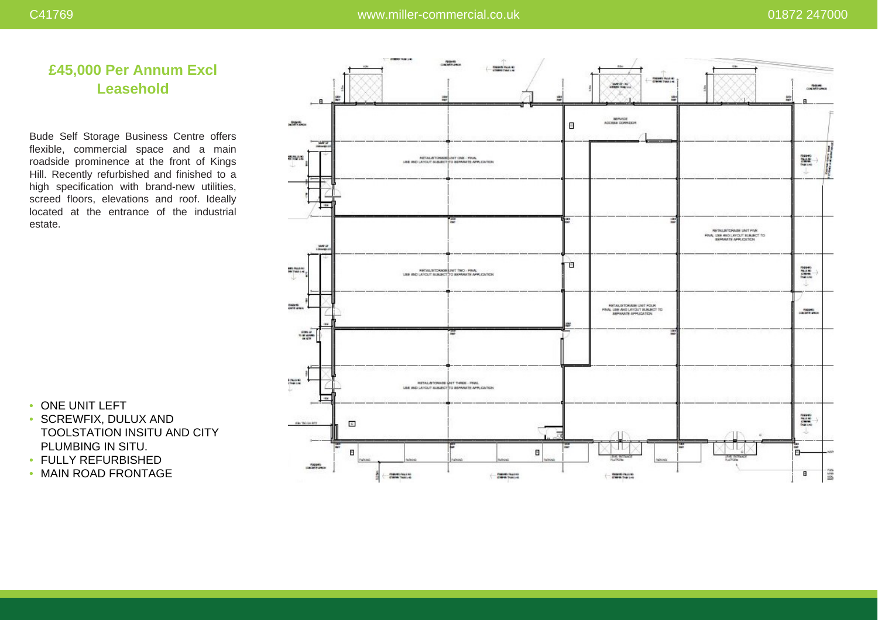## £45,000 Per Annum Excl Leasehold

Bude Self Storage Business Centre offers flexible, commercial space and a main roadside prominence at the front of Kings Hill. Recently refurbished and finished to a high specification with brand-new utilities, screed floors, elevations and roof. Ideally located at the entrance of the industrial estate.

- ONE UNIT LEFT
- SCREWFIX, DULUX AND TOOLSTATION INSITU AND CITY PLUMBING IN SITU.
- FULLY REFURBISHED
- MAIN ROAD FRONTAGE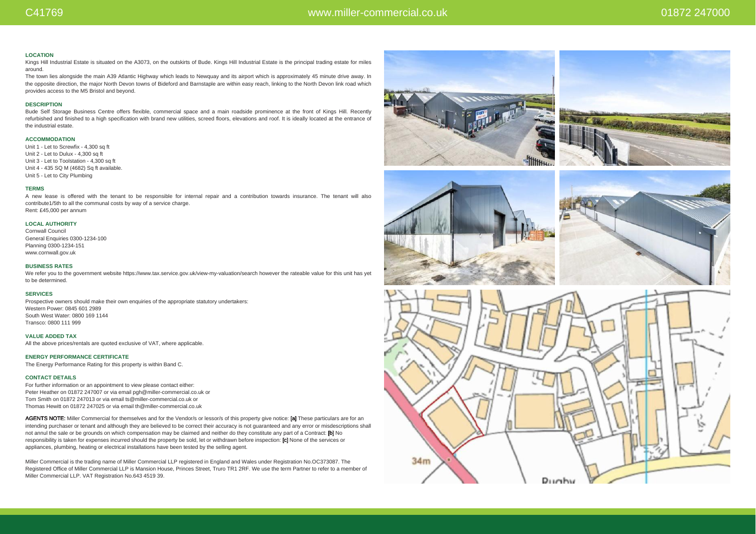### LOCATION

Kings Hill Industrial Estate is situated on the A3073, on the outskirts of Bude. Kings Hill Industrial Estate is the principal trading estate for miles around.

The town lies alongside the main A39 Atlantic Highway which leads to Newquay and its airport which is approximately 45 minute drive away. In the opposite direction, the major North Devon towns of Bideford and Barnstaple are within easy reach, linking to the North Devon link road which provides access to the M5 Bristol and beyond.

### DESCRIPTION

Bude Self Storage Business Centre offers flexible, commercial space and a main roadside prominence at the front of Kings Hill. Recently refurbished and finished to a high specification with brand new utilities, screed floors, elevations and roof. It is ideally located at the entrance of the industrial estate.

### ACCOMMODATION

Unit 1 - Let to Screwfix - 4,300 sq ft
Unit 2 - Let to Dulux - 4,300 sq ft
Unit 3 - Let to Toolstation - 4,300 sq ft
Unit 4 - 435 SQ M (4682) Sq ft available.
Unit 5 - Let to City Plumbing

### TERMS

A new lease is offered with the tenant to be responsible for internal repair and a contribution towards insurance. The tenant will also contribute1/5th to all the communal costs by way of a service charge.
Rent: £45,000 per annum

### LOCAL AUTHORITY

Cornwall Council
General Enquiries 0300-1234-100
Planning 0300-1234-151
www.cornwall.gov.uk

### BUSINESS RATES

We refer you to the government website https://www.tax.service.gov.uk/view-my-valuation/search however the rateable value for this unit has yet to be determined.

### SERVICES

Prospective owners should make their own enquiries of the appropriate statutory undertakers:
Western Power: 0845 601 2989
South West Water: 0800 169 1144
Transco: 0800 111 999

### VALUE ADDED TAX

All the above prices/rentals are quoted exclusive of VAT, where applicable.

### ENERGY PERFORMANCE CERTIFICATE

The Energy Performance Rating for this property is within Band C.

### CONTACT DETAILS

For further information or an appointment to view please contact either:
Peter Heather on 01872 247007 or via email pgh@miller-commercial.co.uk or
Tom Smith on 01872 247013 or via email ts@miller-commercial.co.uk or
Thomas Hewitt on 01872 247025 or via email th@miller-commercial.co.uk

**AGENTS NOTE:** Miller Commercial for themselves and for the Vendor/s or lessor/s of this property give notice: **[a]** These particulars are for an intending purchaser or tenant and although they are believed to be correct their accuracy is not guaranteed and any error or misdescriptions shall not annul the sale or be grounds on which compensation may be claimed and neither do they constitute any part of a Contract: **[b]** No responsibility is taken for expenses incurred should the property be sold, let or withdrawn before inspection: **[c]** None of the services or appliances, plumbing, heating or electrical installations have been tested by the selling agent.

Miller Commercial is the trading name of Miller Commercial LLP registered in England and Wales under Registration No.OC373087. The Registered Office of Miller Commercial LLP is Mansion House, Princes Street, Truro TR1 2RF. We use the term Partner to refer to a member of Miller Commercial LLP. VAT Registration No.643 4519 39.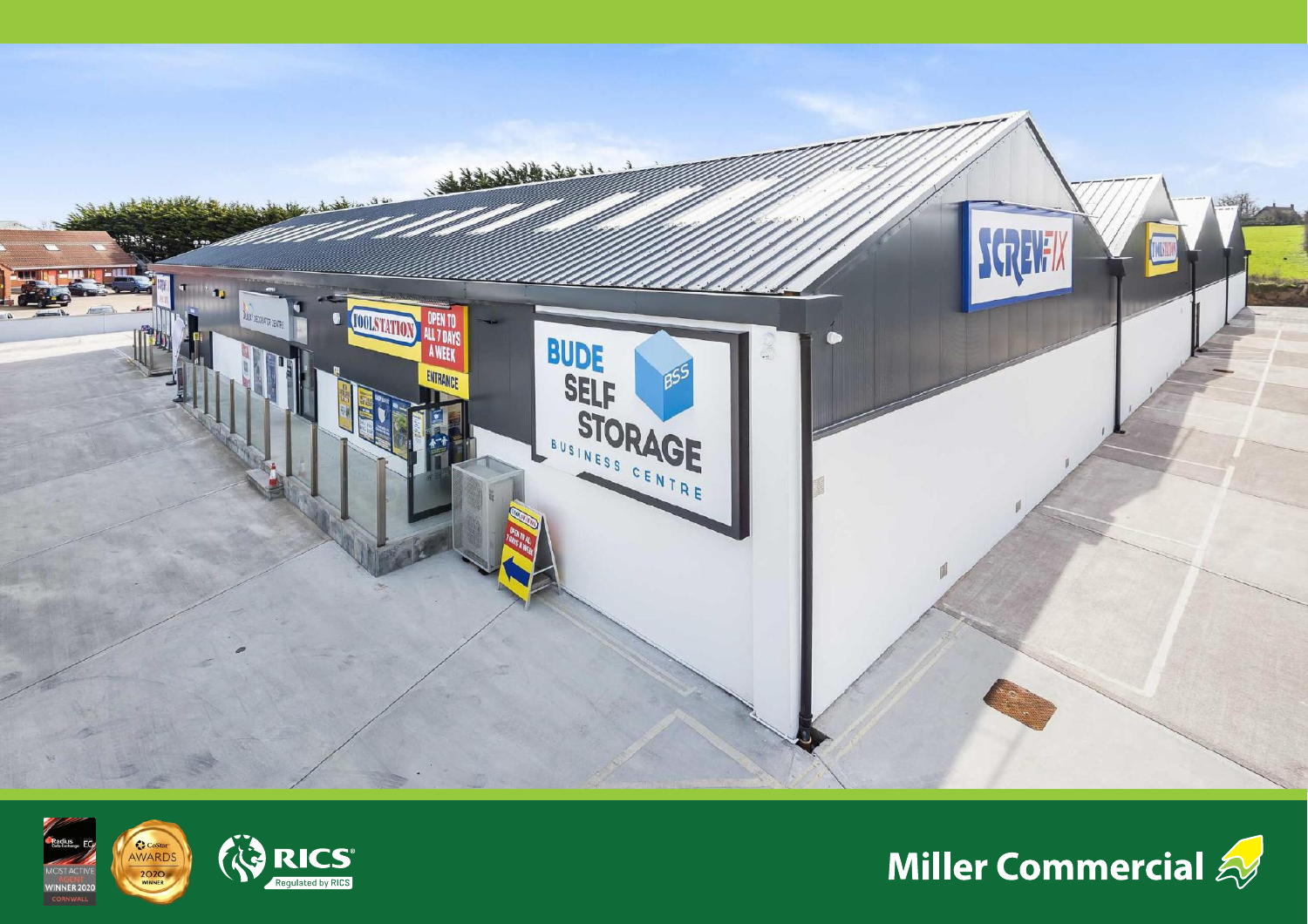Miller Commercial